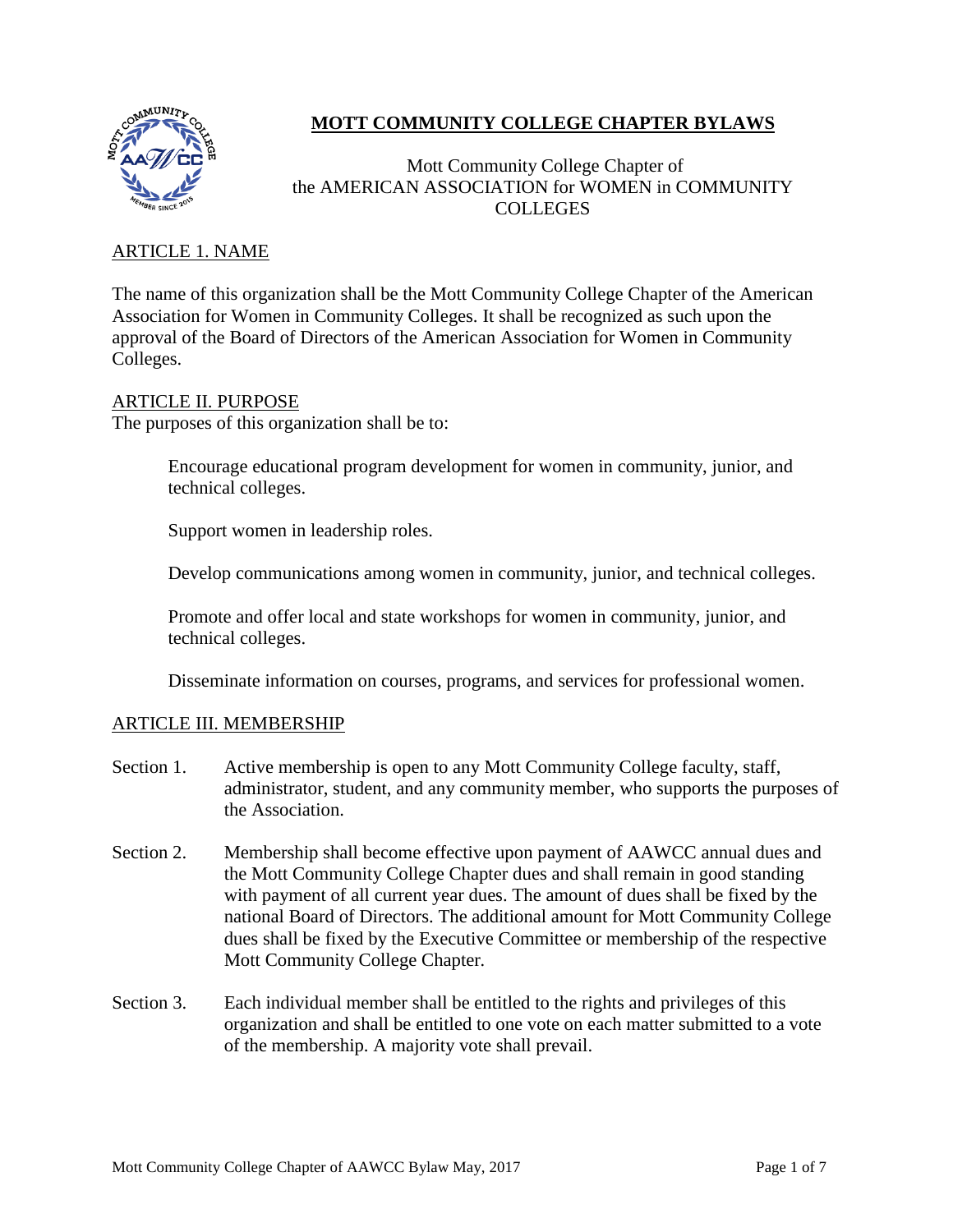# MOTT COMMUNITY COLLEGE CHAPTER BYLAWS

Mott Community College Chapter of
the AMERICAN ASSOCIATION for WOMEN in COMMUNITY COLLEGES

## ARTICLE 1. NAME

The name of this organization shall be the Mott Community College Chapter of the American Association for Women in Community Colleges. It shall be recognized as such upon the approval of the Board of Directors of the American Association for Women in Community Colleges.

## ARTICLE II. PURPOSE

The purposes of this organization shall be to:

Encourage educational program development for women in community, junior, and technical colleges.

Support women in leadership roles.

Develop communications among women in community, junior, and technical colleges.

Promote and offer local and state workshops for women in community, junior, and technical colleges.

Disseminate information on courses, programs, and services for professional women.

## ARTICLE III. MEMBERSHIP

Section 1. Active membership is open to any Mott Community College faculty, staff, administrator, student, and any community member, who supports the purposes of the Association.

Section 2. Membership shall become effective upon payment of AAWCC annual dues and the Mott Community College Chapter dues and shall remain in good standing with payment of all current year dues. The amount of dues shall be fixed by the national Board of Directors. The additional amount for Mott Community College dues shall be fixed by the Executive Committee or membership of the respective Mott Community College Chapter.

Section 3. Each individual member shall be entitled to the rights and privileges of this organization and shall be entitled to one vote on each matter submitted to a vote of the membership. A majority vote shall prevail.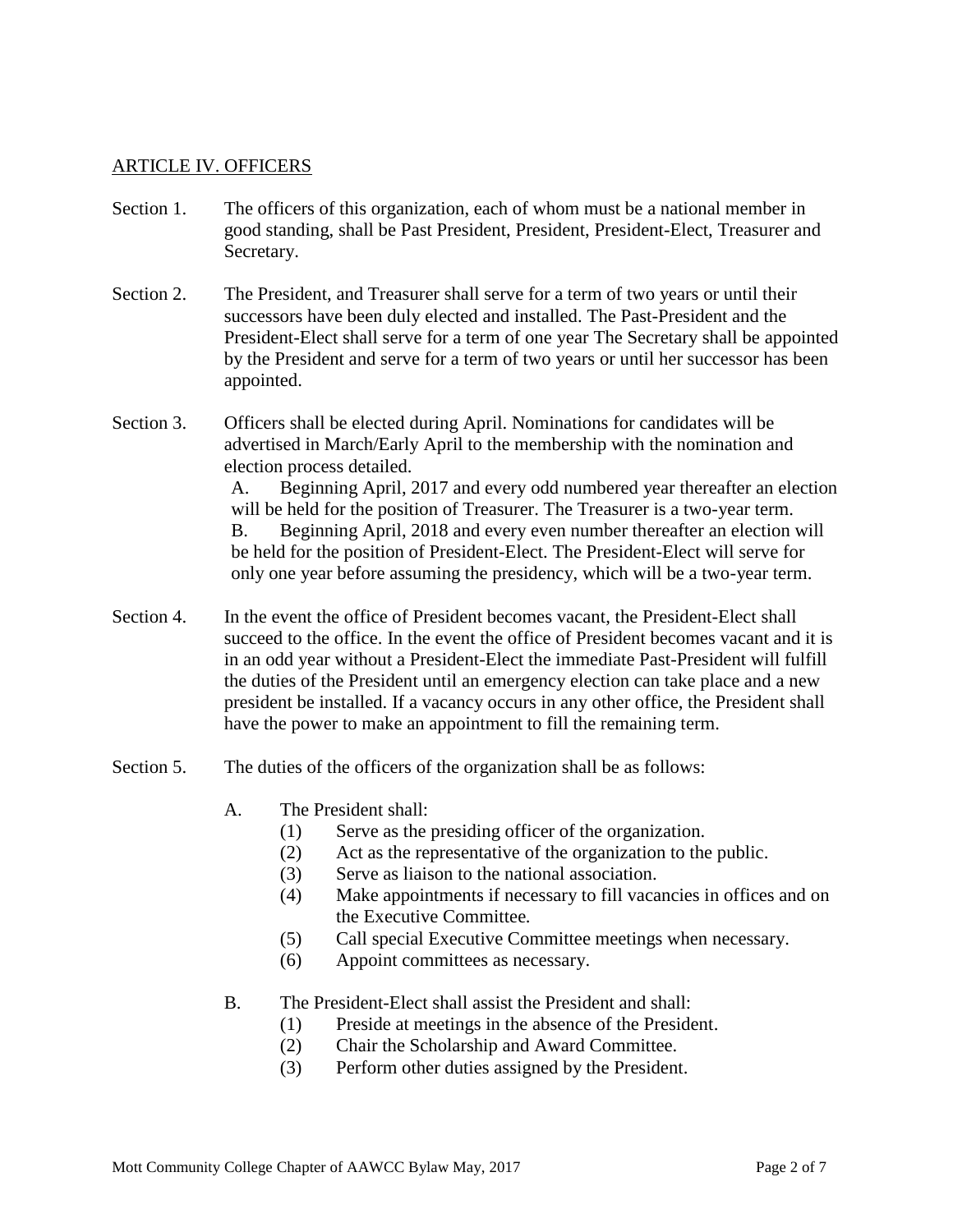## ARTICLE IV. OFFICERS

Section 1. The officers of this organization, each of whom must be a national member in good standing, shall be Past President, President, President-Elect, Treasurer and Secretary.

Section 2. The President, and Treasurer shall serve for a term of two years or until their successors have been duly elected and installed. The Past-President and the President-Elect shall serve for a term of one year The Secretary shall be appointed by the President and serve for a term of two years or until her successor has been appointed.

Section 3. Officers shall be elected during April. Nominations for candidates will be advertised in March/Early April to the membership with the nomination and election process detailed.

A. Beginning April, 2017 and every odd numbered year thereafter an election will be held for the position of Treasurer. The Treasurer is a two-year term.

B. Beginning April, 2018 and every even number thereafter an election will be held for the position of President-Elect. The President-Elect will serve for only one year before assuming the presidency, which will be a two-year term.

Section 4. In the event the office of President becomes vacant, the President-Elect shall succeed to the office. In the event the office of President becomes vacant and it is in an odd year without a President-Elect the immediate Past-President will fulfill the duties of the President until an emergency election can take place and a new president be installed. If a vacancy occurs in any other office, the President shall have the power to make an appointment to fill the remaining term.

Section 5. The duties of the officers of the organization shall be as follows:

A. The President shall:
- (1) Serve as the presiding officer of the organization.
- (2) Act as the representative of the organization to the public.
- (3) Serve as liaison to the national association.
- (4) Make appointments if necessary to fill vacancies in offices and on the Executive Committee.
- (5) Call special Executive Committee meetings when necessary.
- (6) Appoint committees as necessary.

B. The President-Elect shall assist the President and shall:
- (1) Preside at meetings in the absence of the President.
- (2) Chair the Scholarship and Award Committee.
- (3) Perform other duties assigned by the President.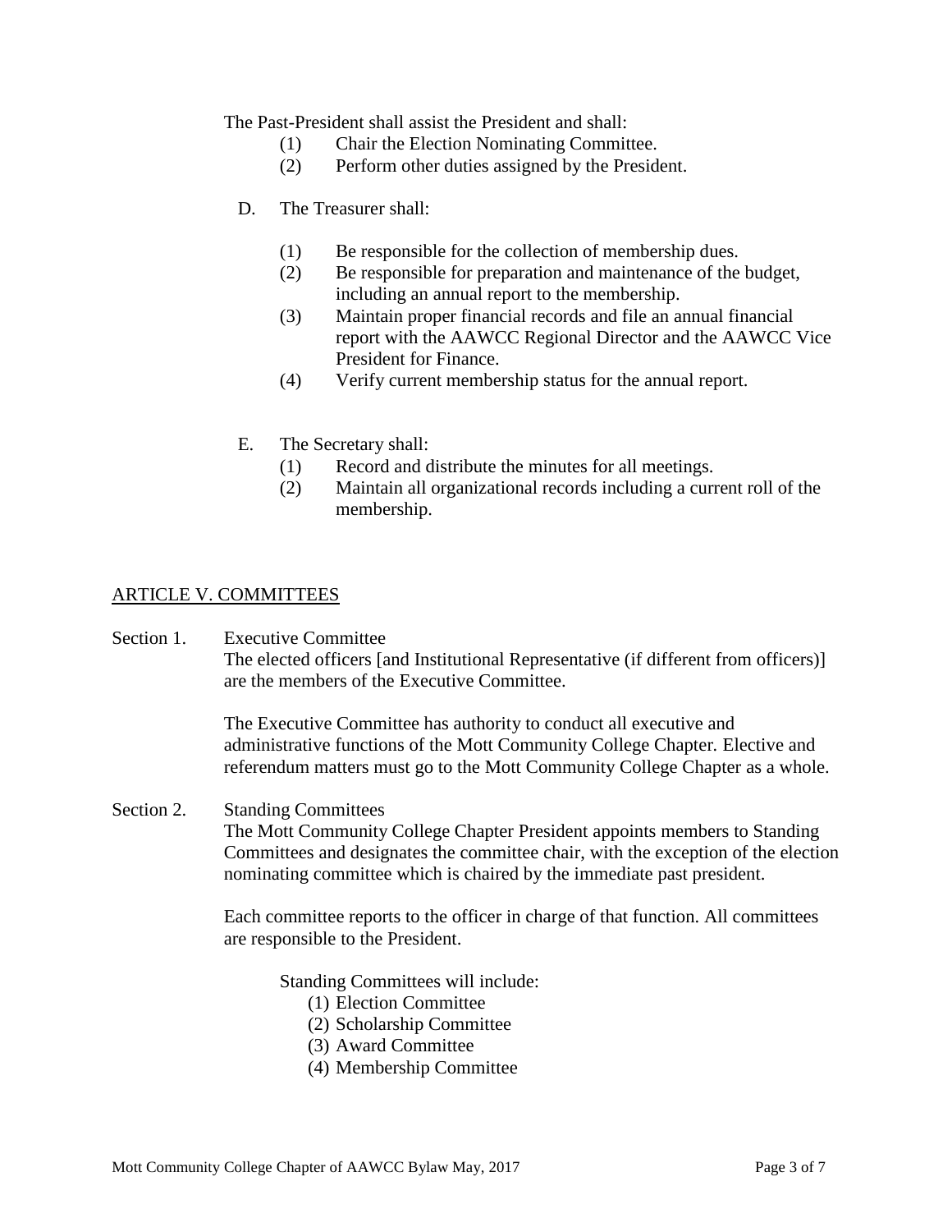The Past-President shall assist the President and shall:

(1) Chair the Election Nominating Committee.
(2) Perform other duties assigned by the President.

D. The Treasurer shall:

(1) Be responsible for the collection of membership dues.
(2) Be responsible for preparation and maintenance of the budget, including an annual report to the membership.
(3) Maintain proper financial records and file an annual financial report with the AAWCC Regional Director and the AAWCC Vice President for Finance.
(4) Verify current membership status for the annual report.

E. The Secretary shall:

(1) Record and distribute the minutes for all meetings.
(2) Maintain all organizational records including a current roll of the membership.

## ARTICLE V. COMMITTEES

Section 1. Executive Committee

The elected officers [and Institutional Representative (if different from officers)] are the members of the Executive Committee.

The Executive Committee has authority to conduct all executive and administrative functions of the Mott Community College Chapter. Elective and referendum matters must go to the Mott Community College Chapter as a whole.

Section 2. Standing Committees

The Mott Community College Chapter President appoints members to Standing Committees and designates the committee chair, with the exception of the election nominating committee which is chaired by the immediate past president.

Each committee reports to the officer in charge of that function. All committees are responsible to the President.

Standing Committees will include:

(1) Election Committee
(2) Scholarship Committee
(3) Award Committee
(4) Membership Committee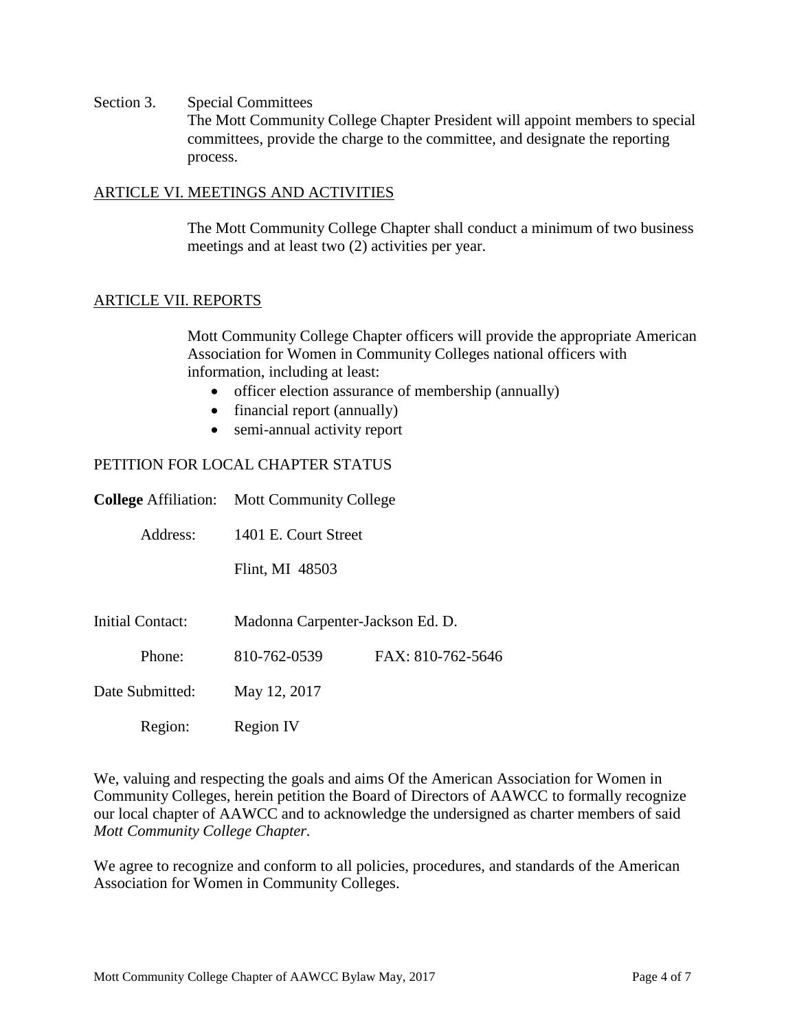Section 3. Special Committees

The Mott Community College Chapter President will appoint members to special committees, provide the charge to the committee, and designate the reporting process.

## ARTICLE VI. MEETINGS AND ACTIVITIES

The Mott Community College Chapter shall conduct a minimum of two business meetings and at least two (2) activities per year.

## ARTICLE VII. REPORTS

Mott Community College Chapter officers will provide the appropriate American Association for Women in Community Colleges national officers with information, including at least:

- officer election assurance of membership (annually)
- financial report (annually)
- semi-annual activity report

## PETITION FOR LOCAL CHAPTER STATUS

**College** Affiliation: Mott Community College

Address: 1401 E. Court Street

Flint, MI 48503

Initial Contact: Madonna Carpenter-Jackson Ed. D.

Phone: 810-762-0539 FAX: 810-762-5646

Date Submitted: May 12, 2017

Region: Region IV

We, valuing and respecting the goals and aims Of the American Association for Women in Community Colleges, herein petition the Board of Directors of AAWCC to formally recognize our local chapter of AAWCC and to acknowledge the undersigned as charter members of said *Mott Community College Chapter*.

We agree to recognize and conform to all policies, procedures, and standards of the American Association for Women in Community Colleges.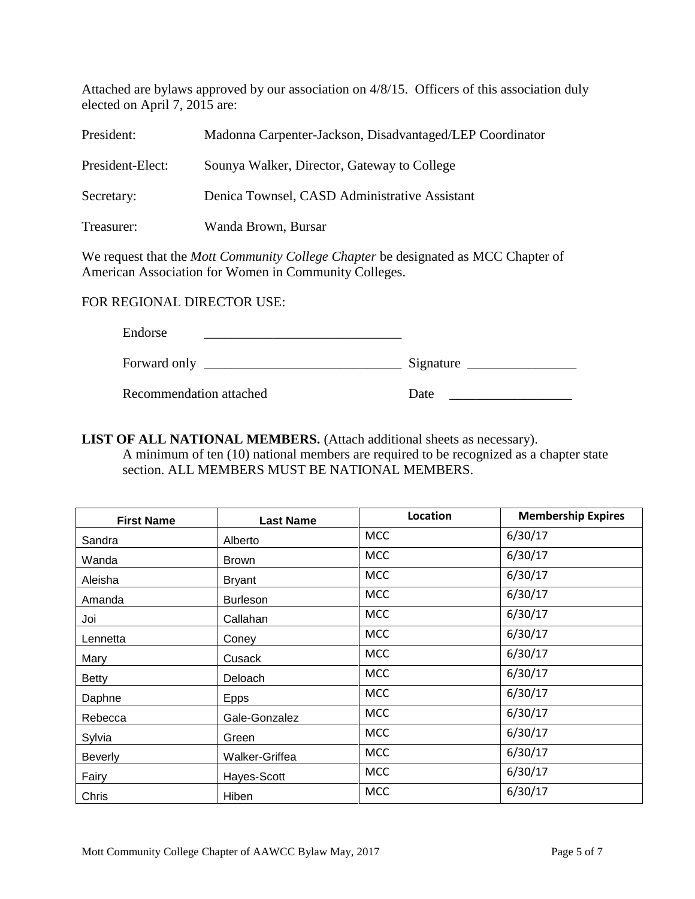Attached are bylaws approved by our association on 4/8/15. Officers of this association duly elected on April 7, 2015 are:

President: Madonna Carpenter-Jackson, Disadvantaged/LEP Coordinator

President-Elect: Sounya Walker, Director, Gateway to College

Secretary: Denica Townsel, CASD Administrative Assistant

Treasurer: Wanda Brown, Bursar

We request that the *Mott Community College Chapter* be designated as MCC Chapter of American Association for Women in Community Colleges.

FOR REGIONAL DIRECTOR USE:

Endorse \_\_\_\_\_\_\_\_\_\_\_\_\_\_\_\_\_\_\_\_\_\_\_\_\_\_\_\_\_\_

Forward only \_\_\_\_\_\_\_\_\_\_\_\_\_\_\_\_\_\_\_\_\_\_\_\_\_\_\_\_\_\_ Signature \_\_\_\_\_\_\_\_\_\_\_\_\_\_\_\_

Recommendation attached Date \_\_\_\_\_\_\_\_\_\_\_\_\_\_\_\_\_\_

**LIST OF ALL NATIONAL MEMBERS.** (Attach additional sheets as necessary).
A minimum of ten (10) national members are required to be recognized as a chapter state section. ALL MEMBERS MUST BE NATIONAL MEMBERS.

| First Name | Last Name | Location | Membership Expires |
|---|---|---|---|
| Sandra | Alberto | MCC | 6/30/17 |
| Wanda | Brown | MCC | 6/30/17 |
| Aleisha | Bryant | MCC | 6/30/17 |
| Amanda | Burleson | MCC | 6/30/17 |
| Joi | Callahan | MCC | 6/30/17 |
| Lennetta | Coney | MCC | 6/30/17 |
| Mary | Cusack | MCC | 6/30/17 |
| Betty | Deloach | MCC | 6/30/17 |
| Daphne | Epps | MCC | 6/30/17 |
| Rebecca | Gale-Gonzalez | MCC | 6/30/17 |
| Sylvia | Green | MCC | 6/30/17 |
| Beverly | Walker-Griffea | MCC | 6/30/17 |
| Fairy | Hayes-Scott | MCC | 6/30/17 |
| Chris | Hiben | MCC | 6/30/17 |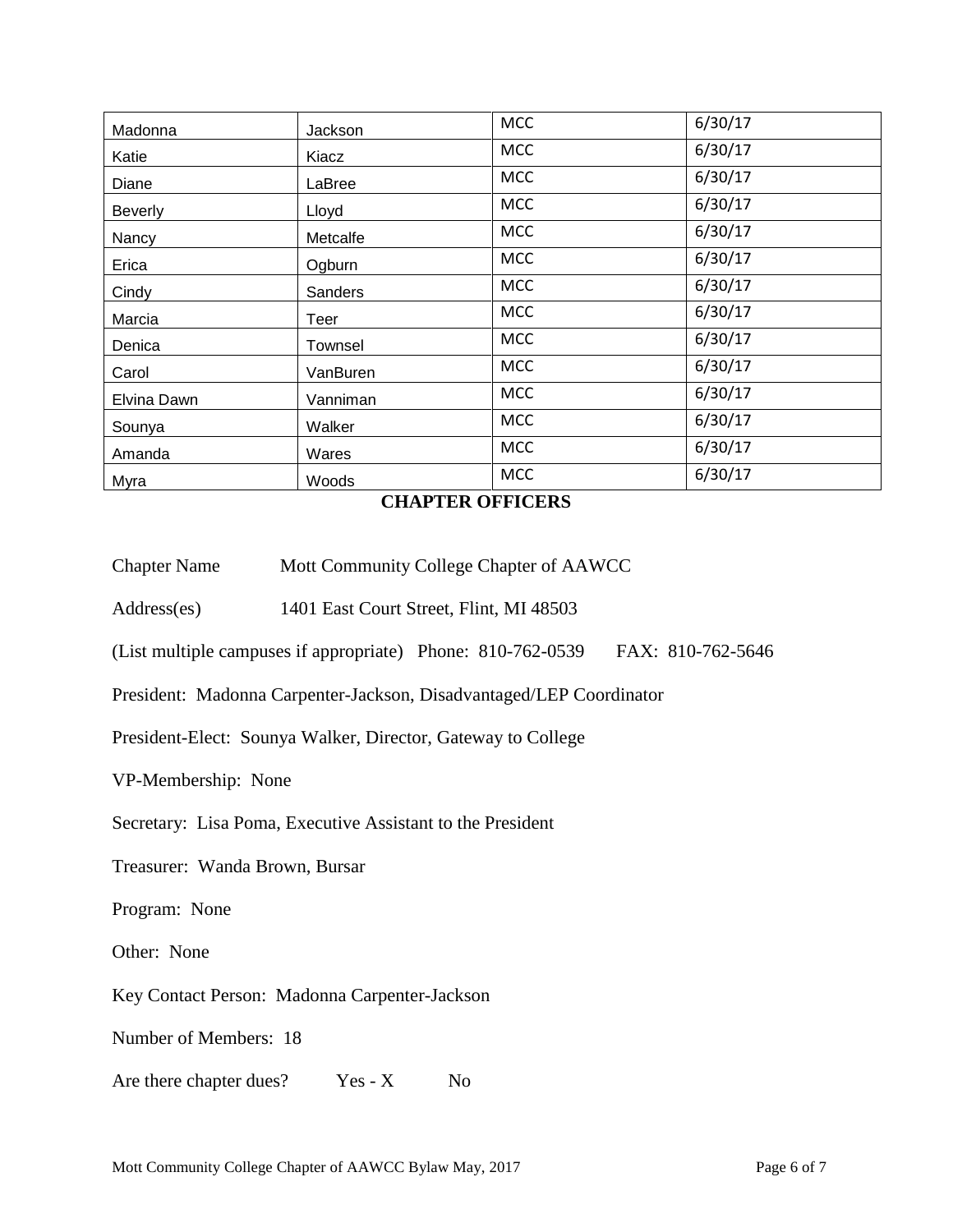| | | | |
|---|---|---|---|
| Madonna | Jackson | MCC | 6/30/17 |
| Katie | Kiacz | MCC | 6/30/17 |
| Diane | LaBree | MCC | 6/30/17 |
| Beverly | Lloyd | MCC | 6/30/17 |
| Nancy | Metcalfe | MCC | 6/30/17 |
| Erica | Ogburn | MCC | 6/30/17 |
| Cindy | Sanders | MCC | 6/30/17 |
| Marcia | Teer | MCC | 6/30/17 |
| Denica | Townsel | MCC | 6/30/17 |
| Carol | VanBuren | MCC | 6/30/17 |
| Elvina Dawn | Vanniman | MCC | 6/30/17 |
| Sounya | Walker | MCC | 6/30/17 |
| Amanda | Wares | MCC | 6/30/17 |
| Myra | Woods | MCC | 6/30/17 |

## CHAPTER OFFICERS

Chapter Name Mott Community College Chapter of AAWCC

Address(es) 1401 East Court Street, Flint, MI 48503

(List multiple campuses if appropriate) Phone: 810-762-0539 FAX: 810-762-5646

President: Madonna Carpenter-Jackson, Disadvantaged/LEP Coordinator

President-Elect: Sounya Walker, Director, Gateway to College

VP-Membership: None

Secretary: Lisa Poma, Executive Assistant to the President

Treasurer: Wanda Brown, Bursar

Program: None

Other: None

Key Contact Person: Madonna Carpenter-Jackson

Number of Members: 18

Are there chapter dues? Yes - X No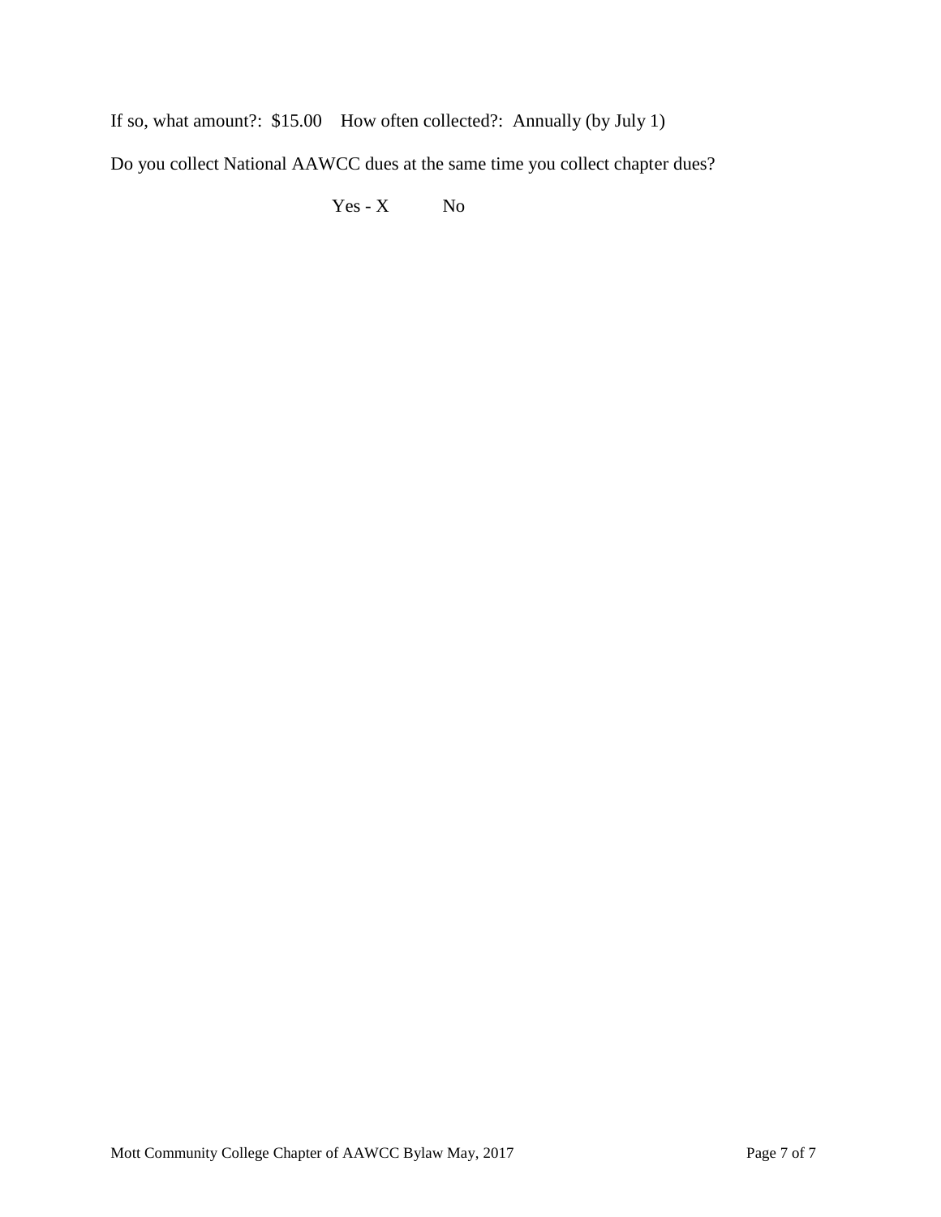If so, what amount?: $15.00 How often collected?: Annually (by July 1)

Do you collect National AAWCC dues at the same time you collect chapter dues?

Yes - X No